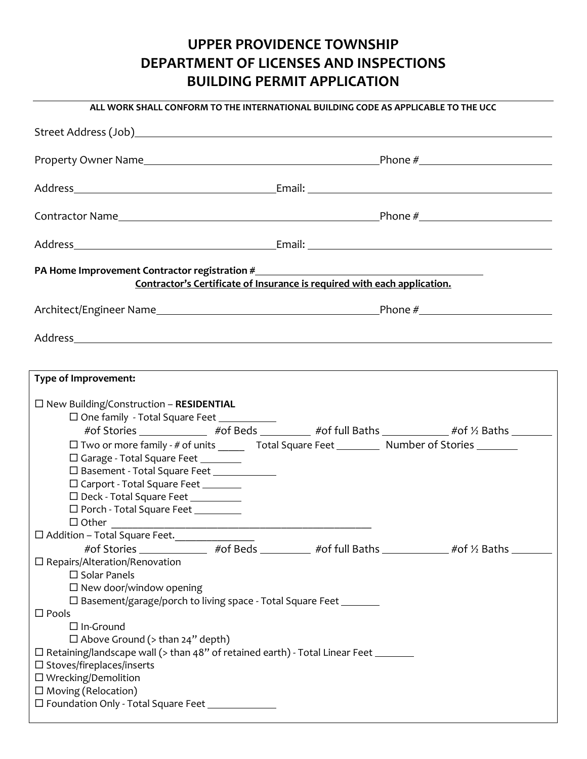# UPPER PROVIDENCE TOWNSHIP
# DEPARTMENT OF LICENSES AND INSPECTIONS
# BUILDING PERMIT APPLICATION

**ALL WORK SHALL CONFORM TO THE INTERNATIONAL BUILDING CODE AS APPLICABLE TO THE UCC**

Street Address (Job)\_\_\_\_\_\_\_\_\_\_\_\_\_\_\_\_\_\_\_\_\_\_\_\_\_\_\_\_\_\_\_\_\_\_\_\_\_\_\_\_

Property Owner Name\_\_\_\_\_\_\_\_\_\_\_\_\_\_\_\_\_\_\_\_\_\_\_\_\_\_\_\_Phone #\_\_\_\_\_\_\_\_\_\_\_\_\_\_\_\_

Address\_\_\_\_\_\_\_\_\_\_\_\_\_\_\_\_\_\_\_\_\_\_\_\_Email: \_\_\_\_\_\_\_\_\_\_\_\_\_\_\_\_\_\_\_\_\_\_\_\_\_\_\_\_\_\_

Contractor Name\_\_\_\_\_\_\_\_\_\_\_\_\_\_\_\_\_\_\_\_\_\_\_\_\_\_\_\_\_\_\_\_Phone #\_\_\_\_\_\_\_\_\_\_\_\_\_\_\_\_

Address\_\_\_\_\_\_\_\_\_\_\_\_\_\_\_\_\_\_\_\_\_\_\_\_Email: \_\_\_\_\_\_\_\_\_\_\_\_\_\_\_\_\_\_\_\_\_\_\_\_\_\_\_\_\_\_

**PA Home Improvement Contractor registration #**\_\_\_\_\_\_\_\_\_\_\_\_\_\_\_\_\_\_\_\_\_\_\_\_\_\_\_\_

**Contractor's Certificate of Insurance is required with each application.**

Architect/Engineer Name\_\_\_\_\_\_\_\_\_\_\_\_\_\_\_\_\_\_\_\_\_\_\_\_\_\_\_\_Phone #\_\_\_\_\_\_\_\_\_\_\_\_\_\_\_\_

Address\_\_\_\_\_\_\_\_\_\_\_\_\_\_\_\_\_\_\_\_\_\_\_\_\_\_\_\_\_\_\_\_\_\_\_\_\_\_\_\_\_\_\_\_\_\_\_\_\_\_\_\_\_\_\_\_\_\_

**Type of Improvement:**

☐ New Building/Construction – **RESIDENTIAL**
- ☐ One family - Total Square Feet \_\_\_\_\_\_\_\_
  - #of Stories \_\_\_\_\_\_\_\_ #of Beds \_\_\_\_\_\_\_ #of full Baths \_\_\_\_\_\_\_\_ #of ½ Baths \_\_\_\_\_\_
- ☐ Two or more family - # of units \_\_\_\_ Total Square Feet \_\_\_\_\_\_ Number of Stories \_\_\_\_\_\_
- ☐ Garage - Total Square Feet \_\_\_\_\_\_
- ☐ Basement - Total Square Feet \_\_\_\_\_\_\_\_
- ☐ Carport - Total Square Feet \_\_\_\_\_\_
- ☐ Deck - Total Square Feet \_\_\_\_\_\_\_
- ☐ Porch - Total Square Feet \_\_\_\_\_\_\_
- ☐ Other \_\_\_\_\_\_\_\_\_\_\_\_\_\_\_\_\_\_\_\_\_\_\_\_\_\_\_\_\_\_\_\_

☐ Addition – Total Square Feet.\_\_\_\_\_\_\_\_\_\_
- #of Stories \_\_\_\_\_\_\_\_ #of Beds \_\_\_\_\_\_\_ #of full Baths \_\_\_\_\_\_\_\_ #of ½ Baths \_\_\_\_\_\_

☐ Repairs/Alteration/Renovation
- ☐ Solar Panels
- ☐ New door/window opening
- ☐ Basement/garage/porch to living space - Total Square Feet \_\_\_\_\_\_

☐ Pools
- ☐ In-Ground
- ☐ Above Ground (> than 24" depth)

☐ Retaining/landscape wall (> than 48" of retained earth) - Total Linear Feet \_\_\_\_\_\_

☐ Stoves/fireplaces/inserts

☐ Wrecking/Demolition

☐ Moving (Relocation)

☐ Foundation Only - Total Square Feet \_\_\_\_\_\_\_\_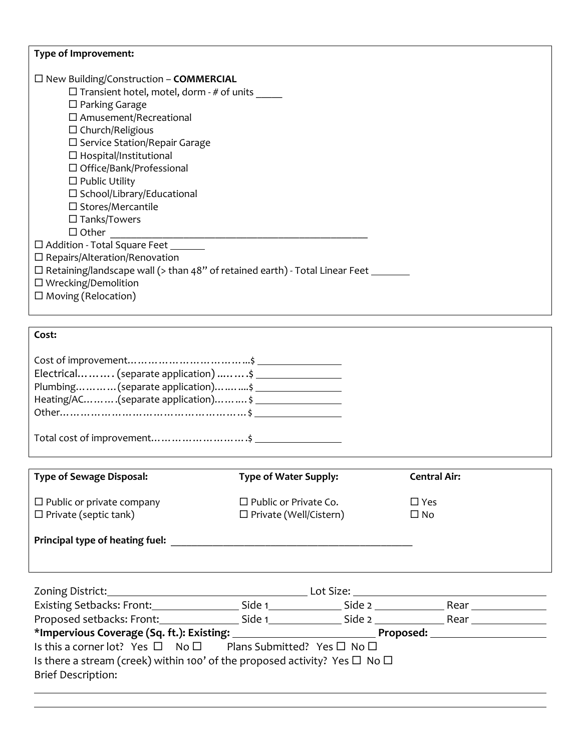**Type of Improvement:**

☐ New Building/Construction – **COMMERCIAL**

- ☐ Transient hotel, motel, dorm - # of units _____
- ☐ Parking Garage
- ☐ Amusement/Recreational
- ☐ Church/Religious
- ☐ Service Station/Repair Garage
- ☐ Hospital/Institutional
- ☐ Office/Bank/Professional
- ☐ Public Utility
- ☐ School/Library/Educational
- ☐ Stores/Mercantile
- ☐ Tanks/Towers
- ☐ Other ____________________________________________

☐ Addition - Total Square Feet _______

☐ Repairs/Alteration/Renovation

☐ Retaining/landscape wall (> than 48" of retained earth) - Total Linear Feet _______

☐ Wrecking/Demolition

☐ Moving (Relocation)

**Cost:**

Cost of improvement……………………………...$ _______________

Electrical………. (separate application) ...…….$ _______________

Plumbing…………(separate application)……....$ _______________

Heating/AC……….(separate application)……….$ _______________

Other……………………………………………….$ _______________

Total cost of improvement……………………….$ _______________

| **Type of Sewage Disposal:** | **Type of Water Supply:** | **Central Air:** |
|---|---|---|
| ☐ Public or private company | ☐ Public or Private Co. | ☐ Yes |
| ☐ Private (septic tank) | ☐ Private (Well/Cistern) | ☐ No |

**Principal type of heating fuel:** ____________________________________________

Zoning District: ______________________________ Lot Size: ______________________________

Existing Setbacks: Front: _______________ Side 1 _____________ Side 2 _____________ Rear _____________

Proposed setbacks: Front: _______________ Side 1 _____________ Side 2 _____________ Rear _____________

***Impervious Coverage (Sq. ft.): Existing:** ______________________ **Proposed:** ____________________

Is this a corner lot? Yes ☐ No ☐ Plans Submitted? Yes ☐ No ☐

Is there a stream (creek) within 100' of the proposed activity? Yes ☐ No ☐

Brief Description:

________________________________________________________________________________

________________________________________________________________________________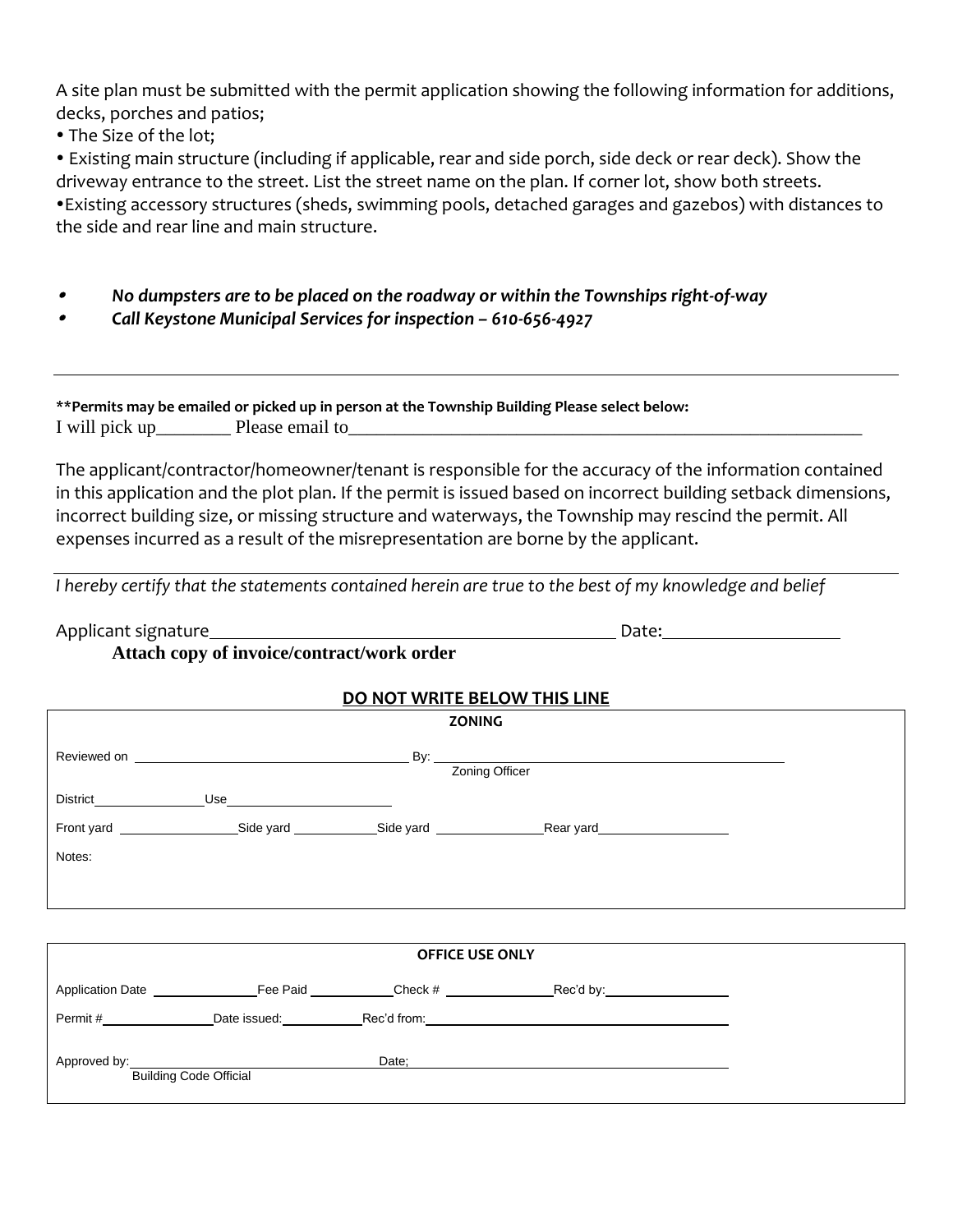A site plan must be submitted with the permit application showing the following information for additions, decks, porches and patios;

- The Size of the lot;
- Existing main structure (including if applicable, rear and side porch, side deck or rear deck). Show the driveway entrance to the street. List the street name on the plan. If corner lot, show both streets.
- Existing accessory structures (sheds, swimming pools, detached garages and gazebos) with distances to the side and rear line and main structure.

- ***No dumpsters are to be placed on the roadway or within the Townships right-of-way***
- ***Call Keystone Municipal Services for inspection – 610-656-4927***

---

****Permits may be emailed or picked up in person at the Township Building Please select below:**

I will pick up________ Please email to__________________________________________________________

The applicant/contractor/homeowner/tenant is responsible for the accuracy of the information contained in this application and the plot plan. If the permit is issued based on incorrect building setback dimensions, incorrect building size, or missing structure and waterways, the Township may rescind the permit. All expenses incurred as a result of the misrepresentation are borne by the applicant.

---

*I hereby certify that the statements contained herein are true to the best of my knowledge and belief*

Applicant signature_____________________________________________ Date:___________________

**Attach copy of invoice/contract/work order**

**DO NOT WRITE BELOW THIS LINE**

| **ZONING** |
|---|
| Reviewed on ____________________________ By: ____________________________ (Zoning Officer) |
| District______________ Use______________________ |
| Front yard ______________ Side yard ___________ Side yard ______________ Rear yard__________________ |
| Notes: |

| **OFFICE USE ONLY** |
|---|
| Application Date ______________ Fee Paid ___________ Check # ______________ Rec'd by:________________ |
| Permit #______________ Date issued:__________ Rec'd from:________________________________________ |
| Approved by:____________________________ (Building Code Official) Date;________________________________________ |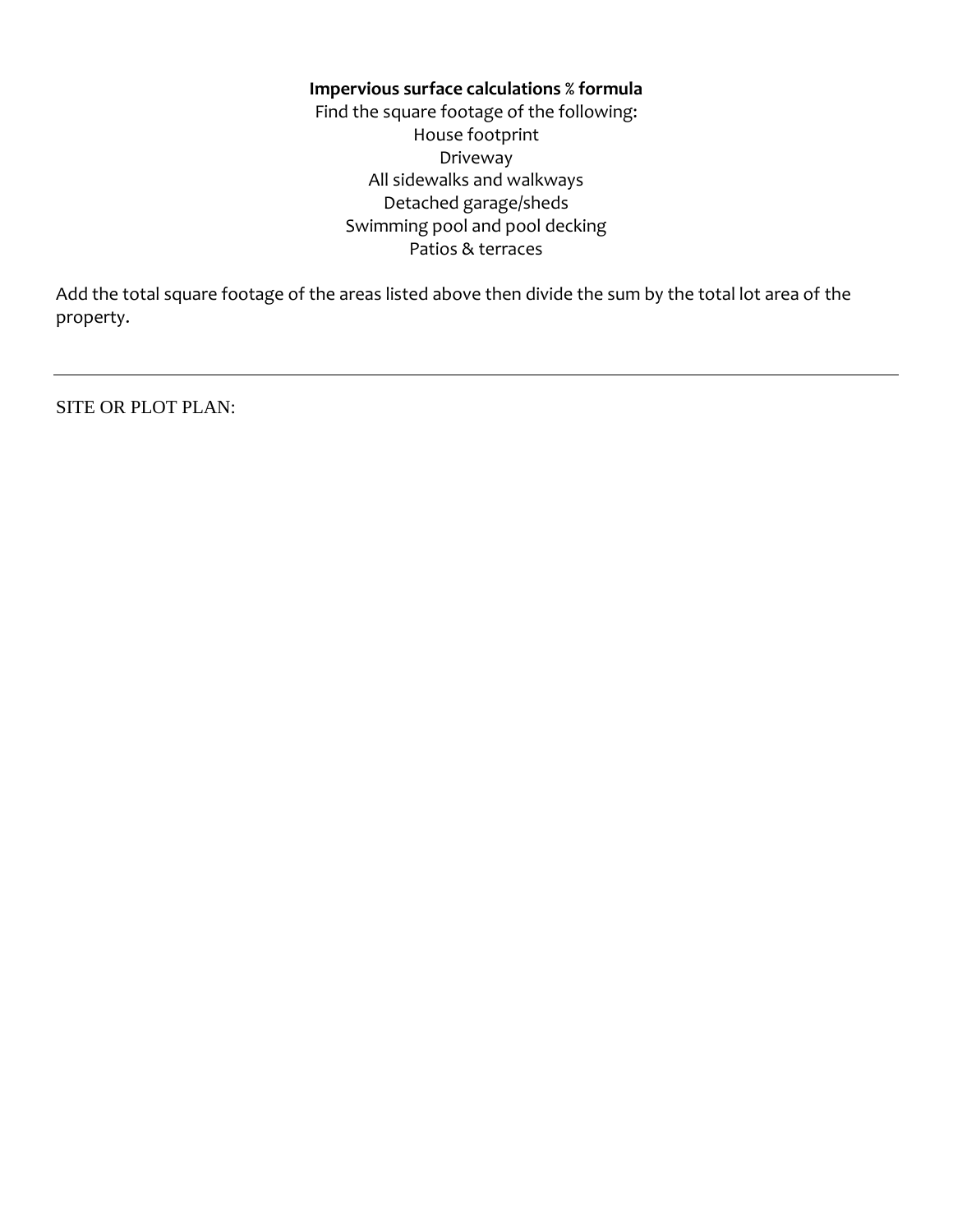**Impervious surface calculations % formula**

Find the square footage of the following:

House footprint
Driveway
All sidewalks and walkways
Detached garage/sheds
Swimming pool and pool decking
Patios & terraces

Add the total square footage of the areas listed above then divide the sum by the total lot area of the property.

---

SITE OR PLOT PLAN: